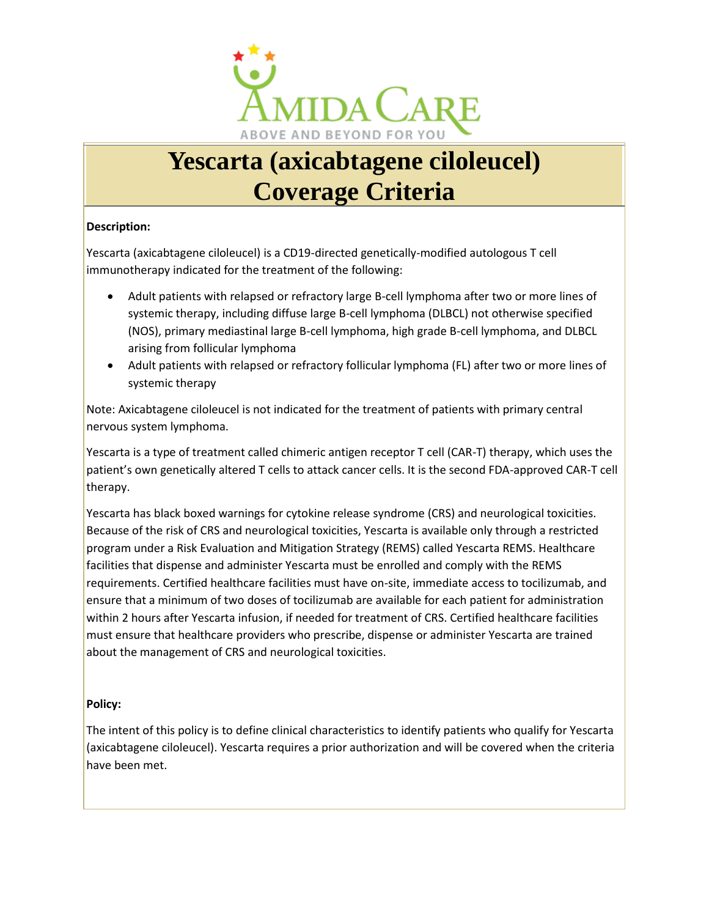# Yescarta (axicabtagene ciloleucel) Coverage Criteria

**Description:**

Yescarta (axicabtagene ciloleucel) is a CD19-directed genetically-modified autologous T cell immunotherapy indicated for the treatment of the following:

- Adult patients with relapsed or refractory large B-cell lymphoma after two or more lines of systemic therapy, including diffuse large B-cell lymphoma (DLBCL) not otherwise specified (NOS), primary mediastinal large B-cell lymphoma, high grade B-cell lymphoma, and DLBCL arising from follicular lymphoma
- Adult patients with relapsed or refractory follicular lymphoma (FL) after two or more lines of systemic therapy

Note: Axicabtagene ciloleucel is not indicated for the treatment of patients with primary central nervous system lymphoma.

Yescarta is a type of treatment called chimeric antigen receptor T cell (CAR-T) therapy, which uses the patient's own genetically altered T cells to attack cancer cells. It is the second FDA-approved CAR-T cell therapy.

Yescarta has black boxed warnings for cytokine release syndrome (CRS) and neurological toxicities. Because of the risk of CRS and neurological toxicities, Yescarta is available only through a restricted program under a Risk Evaluation and Mitigation Strategy (REMS) called Yescarta REMS. Healthcare facilities that dispense and administer Yescarta must be enrolled and comply with the REMS requirements. Certified healthcare facilities must have on-site, immediate access to tocilizumab, and ensure that a minimum of two doses of tocilizumab are available for each patient for administration within 2 hours after Yescarta infusion, if needed for treatment of CRS. Certified healthcare facilities must ensure that healthcare providers who prescribe, dispense or administer Yescarta are trained about the management of CRS and neurological toxicities.

**Policy:**

The intent of this policy is to define clinical characteristics to identify patients who qualify for Yescarta (axicabtagene ciloleucel). Yescarta requires a prior authorization and will be covered when the criteria have been met.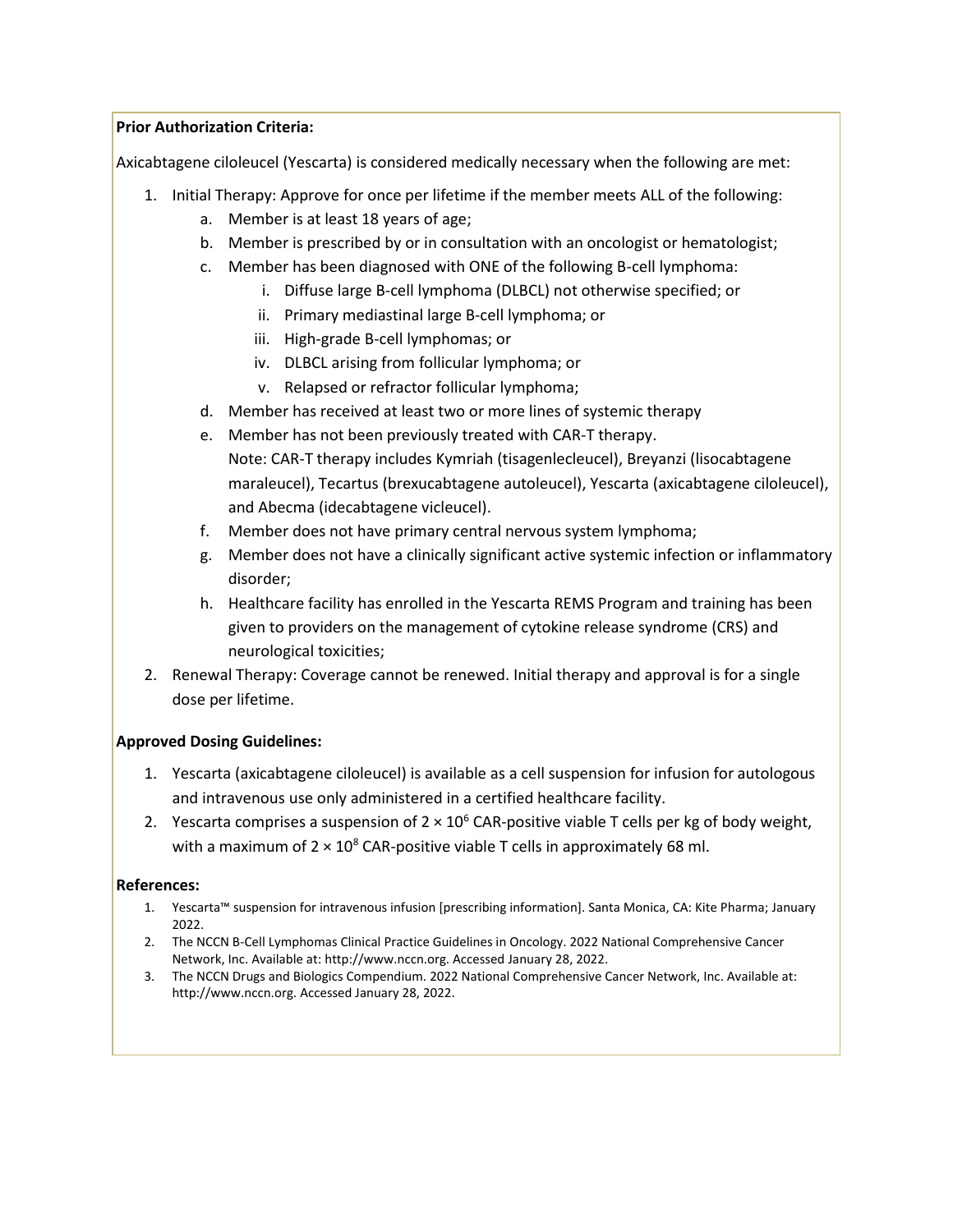**Prior Authorization Criteria:**

Axicabtagene ciloleucel (Yescarta) is considered medically necessary when the following are met:

1. Initial Therapy: Approve for once per lifetime if the member meets ALL of the following:
    a. Member is at least 18 years of age;
    b. Member is prescribed by or in consultation with an oncologist or hematologist;
    c. Member has been diagnosed with ONE of the following B-cell lymphoma:
        i. Diffuse large B-cell lymphoma (DLBCL) not otherwise specified; or
        ii. Primary mediastinal large B-cell lymphoma; or
        iii. High-grade B-cell lymphomas; or
        iv. DLBCL arising from follicular lymphoma; or
        v. Relapsed or refractor follicular lymphoma;
    d. Member has received at least two or more lines of systemic therapy
    e. Member has not been previously treated with CAR-T therapy.
    Note: CAR-T therapy includes Kymriah (tisagenlecleucel), Breyanzi (lisocabtagene maraleucel), Tecartus (brexucabtagene autoleucel), Yescarta (axicabtagene ciloleucel), and Abecma (idecabtagene vicleucel).
    f. Member does not have primary central nervous system lymphoma;
    g. Member does not have a clinically significant active systemic infection or inflammatory disorder;
    h. Healthcare facility has enrolled in the Yescarta REMS Program and training has been given to providers on the management of cytokine release syndrome (CRS) and neurological toxicities;
2. Renewal Therapy: Coverage cannot be renewed. Initial therapy and approval is for a single dose per lifetime.

**Approved Dosing Guidelines:**

1. Yescarta (axicabtagene ciloleucel) is available as a cell suspension for infusion for autologous and intravenous use only administered in a certified healthcare facility.
2. Yescarta comprises a suspension of $2 \times 10^6$ CAR-positive viable T cells per kg of body weight, with a maximum of $2 \times 10^8$ CAR-positive viable T cells in approximately 68 ml.

**References:**

1. Yescarta™ suspension for intravenous infusion [prescribing information]. Santa Monica, CA: Kite Pharma; January 2022.
2. The NCCN B-Cell Lymphomas Clinical Practice Guidelines in Oncology. 2022 National Comprehensive Cancer Network, Inc. Available at: http://www.nccn.org. Accessed January 28, 2022.
3. The NCCN Drugs and Biologics Compendium. 2022 National Comprehensive Cancer Network, Inc. Available at: http://www.nccn.org. Accessed January 28, 2022.